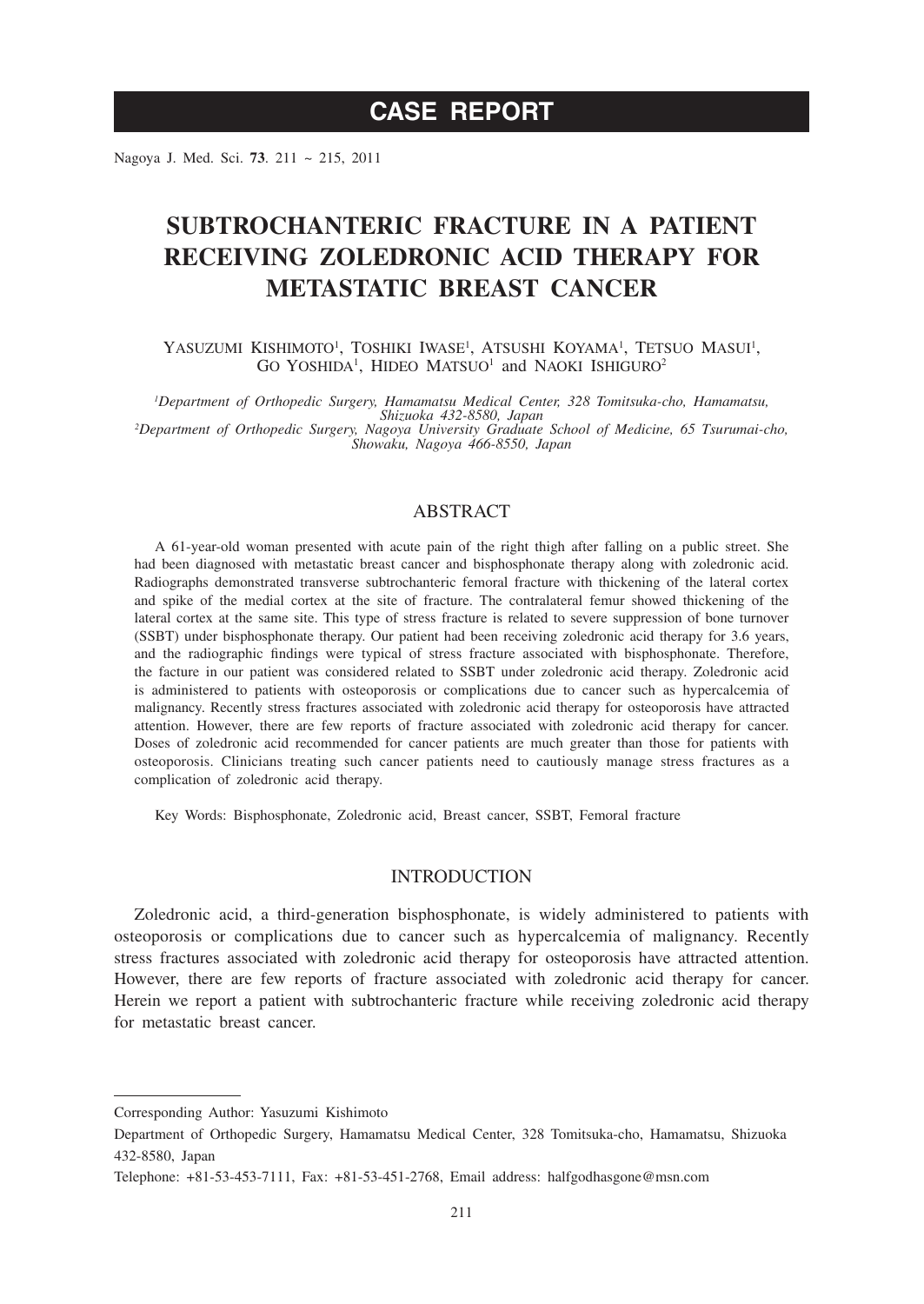# CASE REPORT

# SUBTROCHANTERIC FRACTURE IN A PATIENT RECEIVING ZOLEDRONIC ACID THERAPY FOR METASTATIC BREAST CANCER

YASUZUMI KISHIMOTO[1], TOSHIKI IWASE[1], ATSUSHI KOYAMA[1], TETSUO MASUI[1], GO YOSHIDA[1], HIDEO MATSUO[1] and NAOKI ISHIGURO[2]

*[1]Department of Orthopedic Surgery, Hamamatsu Medical Center, 328 Tomitsuka-cho, Hamamatsu, Shizuoka 432-8580, Japan*
*[2]Department of Orthopedic Surgery, Nagoya University Graduate School of Medicine, 65 Tsurumai-cho, Showaku, Nagoya 466-8550, Japan*

## ABSTRACT

A 61-year-old woman presented with acute pain of the right thigh after falling on a public street. She had been diagnosed with metastatic breast cancer and bisphosphonate therapy along with zoledronic acid. Radiographs demonstrated transverse subtrochanteric femoral fracture with thickening of the lateral cortex and spike of the medial cortex at the site of fracture. The contralateral femur showed thickening of the lateral cortex at the same site. This type of stress fracture is related to severe suppression of bone turnover (SSBT) under bisphosphonate therapy. Our patient had been receiving zoledronic acid therapy for 3.6 years, and the radiographic findings were typical of stress fracture associated with bisphosphonate. Therefore, the facture in our patient was considered related to SSBT under zoledronic acid therapy. Zoledronic acid is administered to patients with osteoporosis or complications due to cancer such as hypercalcemia of malignancy. Recently stress fractures associated with zoledronic acid therapy for osteoporosis have attracted attention. However, there are few reports of fracture associated with zoledronic acid therapy for cancer. Doses of zoledronic acid recommended for cancer patients are much greater than those for patients with osteoporosis. Clinicians treating such cancer patients need to cautiously manage stress fractures as a complication of zoledronic acid therapy.

Key Words: Bisphosphonate, Zoledronic acid, Breast cancer, SSBT, Femoral fracture

## INTRODUCTION

Zoledronic acid, a third-generation bisphosphonate, is widely administered to patients with osteoporosis or complications due to cancer such as hypercalcemia of malignancy. Recently stress fractures associated with zoledronic acid therapy for osteoporosis have attracted attention. However, there are few reports of fracture associated with zoledronic acid therapy for cancer. Herein we report a patient with subtrochanteric fracture while receiving zoledronic acid therapy for metastatic breast cancer.

---

Corresponding Author: Yasuzumi Kishimoto

Department of Orthopedic Surgery, Hamamatsu Medical Center, 328 Tomitsuka-cho, Hamamatsu, Shizuoka 432-8580, Japan

Telephone: +81-53-453-7111, Fax: +81-53-451-2768, Email address: halfgodhasgone@msn.com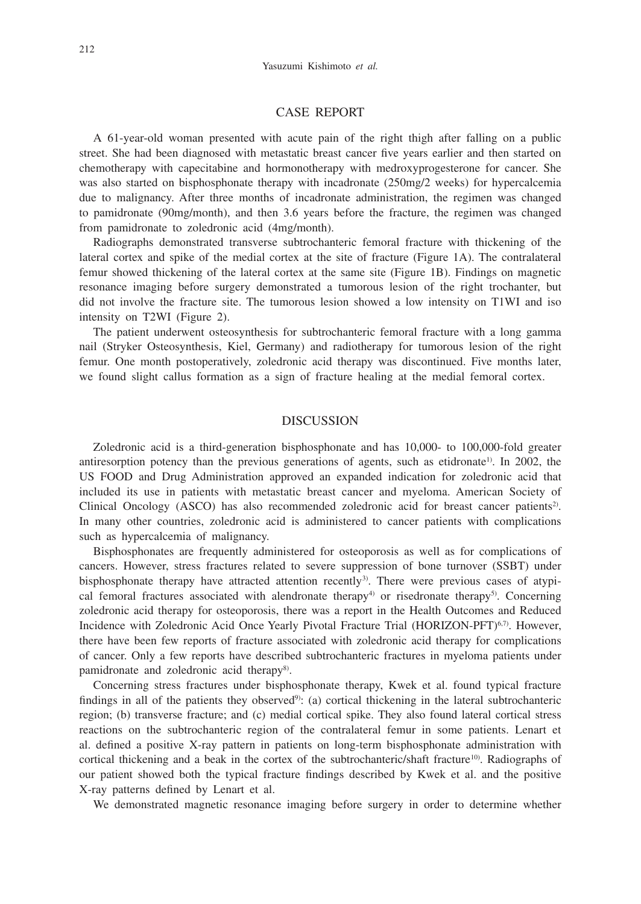## CASE REPORT

A 61-year-old woman presented with acute pain of the right thigh after falling on a public street. She had been diagnosed with metastatic breast cancer five years earlier and then started on chemotherapy with capecitabine and hormonotherapy with medroxyprogesterone for cancer. She was also started on bisphosphonate therapy with incadronate (250mg/2 weeks) for hypercalcemia due to malignancy. After three months of incadronate administration, the regimen was changed to pamidronate (90mg/month), and then 3.6 years before the fracture, the regimen was changed from pamidronate to zoledronic acid (4mg/month).

Radiographs demonstrated transverse subtrochanteric femoral fracture with thickening of the lateral cortex and spike of the medial cortex at the site of fracture (Figure 1A). The contralateral femur showed thickening of the lateral cortex at the same site (Figure 1B). Findings on magnetic resonance imaging before surgery demonstrated a tumorous lesion of the right trochanter, but did not involve the fracture site. The tumorous lesion showed a low intensity on T1WI and iso intensity on T2WI (Figure 2).

The patient underwent osteosynthesis for subtrochanteric femoral fracture with a long gamma nail (Stryker Osteosynthesis, Kiel, Germany) and radiotherapy for tumorous lesion of the right femur. One month postoperatively, zoledronic acid therapy was discontinued. Five months later, we found slight callus formation as a sign of fracture healing at the medial femoral cortex.

## DISCUSSION

Zoledronic acid is a third-generation bisphosphonate and has 10,000- to 100,000-fold greater antiresorption potency than the previous generations of agents, such as etidronate[1]. In 2002, the US FOOD and Drug Administration approved an expanded indication for zoledronic acid that included its use in patients with metastatic breast cancer and myeloma. American Society of Clinical Oncology (ASCO) has also recommended zoledronic acid for breast cancer patients[2]. In many other countries, zoledronic acid is administered to cancer patients with complications such as hypercalcemia of malignancy.

Bisphosphonates are frequently administered for osteoporosis as well as for complications of cancers. However, stress fractures related to severe suppression of bone turnover (SSBT) under bisphosphonate therapy have attracted attention recently[3]. There were previous cases of atypical femoral fractures associated with alendronate therapy[4] or risedronate therapy[5]. Concerning zoledronic acid therapy for osteoporosis, there was a report in the Health Outcomes and Reduced Incidence with Zoledronic Acid Once Yearly Pivotal Fracture Trial (HORIZON-PFT)[6,7]. However, there have been few reports of fracture associated with zoledronic acid therapy for complications of cancer. Only a few reports have described subtrochanteric fractures in myeloma patients under pamidronate and zoledronic acid therapy[8].

Concerning stress fractures under bisphosphonate therapy, Kwek et al. found typical fracture findings in all of the patients they observed[9]: (a) cortical thickening in the lateral subtrochanteric region; (b) transverse fracture; and (c) medial cortical spike. They also found lateral cortical stress reactions on the subtrochanteric region of the contralateral femur in some patients. Lenart et al. defined a positive X-ray pattern in patients on long-term bisphosphonate administration with cortical thickening and a beak in the cortex of the subtrochanteric/shaft fracture[10]. Radiographs of our patient showed both the typical fracture findings described by Kwek et al. and the positive X-ray patterns defined by Lenart et al.

We demonstrated magnetic resonance imaging before surgery in order to determine whether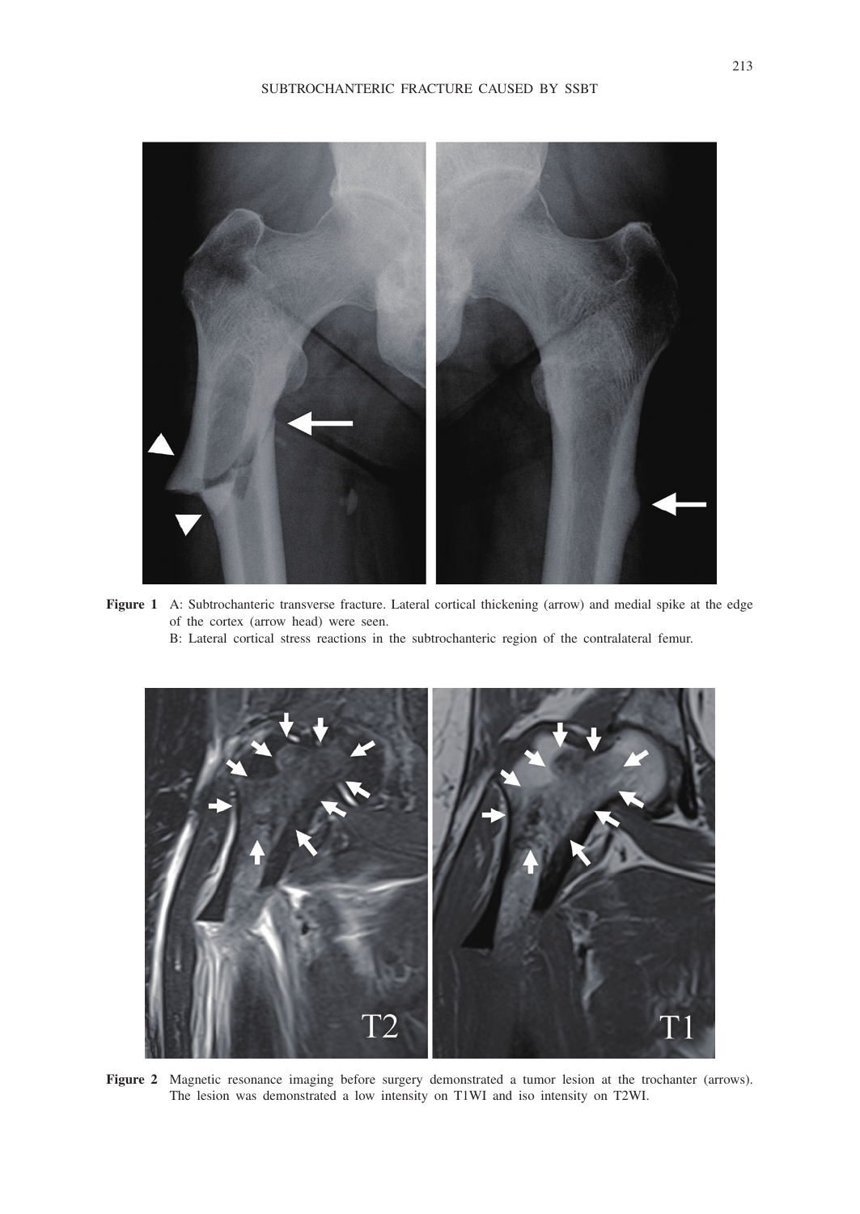**Figure 1** A: Subtrochanteric transverse fracture. Lateral cortical thickening (arrow) and medial spike at the edge of the cortex (arrow head) were seen.
B: Lateral cortical stress reactions in the subtrochanteric region of the contralateral femur.

**Figure 2** Magnetic resonance imaging before surgery demonstrated a tumor lesion at the trochanter (arrows). The lesion was demonstrated a low intensity on T1WI and iso intensity on T2WI.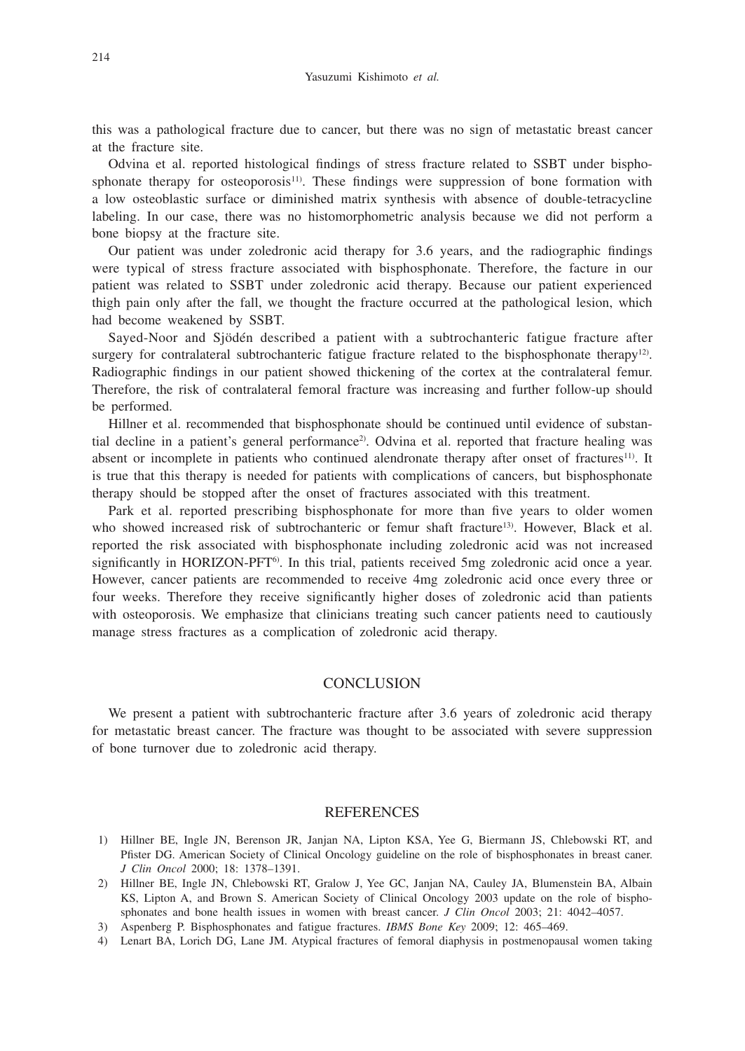this was a pathological fracture due to cancer, but there was no sign of metastatic breast cancer at the fracture site.

Odvina et al. reported histological findings of stress fracture related to SSBT under bisphosphonate therapy for osteoporosis[11]. These findings were suppression of bone formation with a low osteoblastic surface or diminished matrix synthesis with absence of double-tetracycline labeling. In our case, there was no histomorphometric analysis because we did not perform a bone biopsy at the fracture site.

Our patient was under zoledronic acid therapy for 3.6 years, and the radiographic findings were typical of stress fracture associated with bisphosphonate. Therefore, the facture in our patient was related to SSBT under zoledronic acid therapy. Because our patient experienced thigh pain only after the fall, we thought the fracture occurred at the pathological lesion, which had become weakened by SSBT.

Sayed-Noor and Sjödén described a patient with a subtrochanteric fatigue fracture after surgery for contralateral subtrochanteric fatigue fracture related to the bisphosphonate therapy[12]. Radiographic findings in our patient showed thickening of the cortex at the contralateral femur. Therefore, the risk of contralateral femoral fracture was increasing and further follow-up should be performed.

Hillner et al. recommended that bisphosphonate should be continued until evidence of substantial decline in a patient's general performance[2]. Odvina et al. reported that fracture healing was absent or incomplete in patients who continued alendronate therapy after onset of fractures[11]. It is true that this therapy is needed for patients with complications of cancers, but bisphosphonate therapy should be stopped after the onset of fractures associated with this treatment.

Park et al. reported prescribing bisphosphonate for more than five years to older women who showed increased risk of subtrochanteric or femur shaft fracture[13]. However, Black et al. reported the risk associated with bisphosphonate including zoledronic acid was not increased significantly in HORIZON-PFT[6]. In this trial, patients received 5mg zoledronic acid once a year. However, cancer patients are recommended to receive 4mg zoledronic acid once every three or four weeks. Therefore they receive significantly higher doses of zoledronic acid than patients with osteoporosis. We emphasize that clinicians treating such cancer patients need to cautiously manage stress fractures as a complication of zoledronic acid therapy.

## CONCLUSION

We present a patient with subtrochanteric fracture after 3.6 years of zoledronic acid therapy for metastatic breast cancer. The fracture was thought to be associated with severe suppression of bone turnover due to zoledronic acid therapy.

## REFERENCES

1) Hillner BE, Ingle JN, Berenson JR, Janjan NA, Lipton KSA, Yee G, Biermann JS, Chlebowski RT, and Pfister DG. American Society of Clinical Oncology guideline on the role of bisphosphonates in breast caner. *J Clin Oncol* 2000; 18: 1378–1391.
2) Hillner BE, Ingle JN, Chlebowski RT, Gralow J, Yee GC, Janjan NA, Cauley JA, Blumenstein BA, Albain KS, Lipton A, and Brown S. American Society of Clinical Oncology 2003 update on the role of bisphosphonates and bone health issues in women with breast cancer. *J Clin Oncol* 2003; 21: 4042–4057.
3) Aspenberg P. Bisphosphonates and fatigue fractures. *IBMS Bone Key* 2009; 12: 465–469.
4) Lenart BA, Lorich DG, Lane JM. Atypical fractures of femoral diaphysis in postmenopausal women taking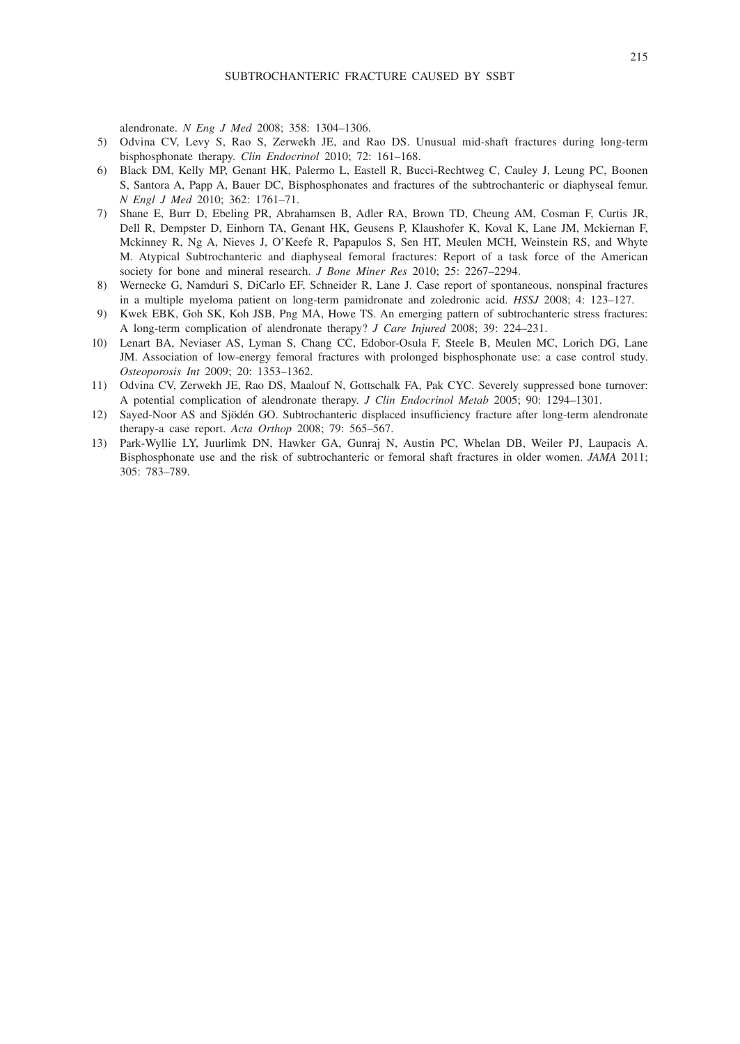alendronate. *N Eng J Med* 2008; 358: 1304–1306.

5) Odvina CV, Levy S, Rao S, Zerwekh JE, and Rao DS. Unusual mid-shaft fractures during long-term bisphosphonate therapy. *Clin Endocrinol* 2010; 72: 161–168.
6) Black DM, Kelly MP, Genant HK, Palermo L, Eastell R, Bucci-Rechtweg C, Cauley J, Leung PC, Boonen S, Santora A, Papp A, Bauer DC, Bisphosphonates and fractures of the subtrochanteric or diaphyseal femur. *N Engl J Med* 2010; 362: 1761–71.
7) Shane E, Burr D, Ebeling PR, Abrahamsen B, Adler RA, Brown TD, Cheung AM, Cosman F, Curtis JR, Dell R, Dempster D, Einhorn TA, Genant HK, Geusens P, Klaushofer K, Koval K, Lane JM, Mckiernan F, Mckinney R, Ng A, Nieves J, O'Keefe R, Papapulos S, Sen HT, Meulen MCH, Weinstein RS, and Whyte M. Atypical Subtrochanteric and diaphyseal femoral fractures: Report of a task force of the American society for bone and mineral research. *J Bone Miner Res* 2010; 25: 2267–2294.
8) Wernecke G, Namduri S, DiCarlo EF, Schneider R, Lane J. Case report of spontaneous, nonspinal fractures in a multiple myeloma patient on long-term pamidronate and zoledronic acid. *HSSJ* 2008; 4: 123–127.
9) Kwek EBK, Goh SK, Koh JSB, Png MA, Howe TS. An emerging pattern of subtrochanteric stress fractures: A long-term complication of alendronate therapy? *J Care Injured* 2008; 39: 224–231.
10) Lenart BA, Neviaser AS, Lyman S, Chang CC, Edobor-Osula F, Steele B, Meulen MC, Lorich DG, Lane JM. Association of low-energy femoral fractures with prolonged bisphosphonate use: a case control study. *Osteoporosis Int* 2009; 20: 1353–1362.
11) Odvina CV, Zerwekh JE, Rao DS, Maalouf N, Gottschalk FA, Pak CYC. Severely suppressed bone turnover: A potential complication of alendronate therapy. *J Clin Endocrinol Metab* 2005; 90: 1294–1301.
12) Sayed-Noor AS and Sjödén GO. Subtrochanteric displaced insufficiency fracture after long-term alendronate therapy-a case report. *Acta Orthop* 2008; 79: 565–567.
13) Park-Wyllie LY, Juurlimk DN, Hawker GA, Gunraj N, Austin PC, Whelan DB, Weiler PJ, Laupacis A. Bisphosphonate use and the risk of subtrochanteric or femoral shaft fractures in older women. *JAMA* 2011; 305: 783–789.